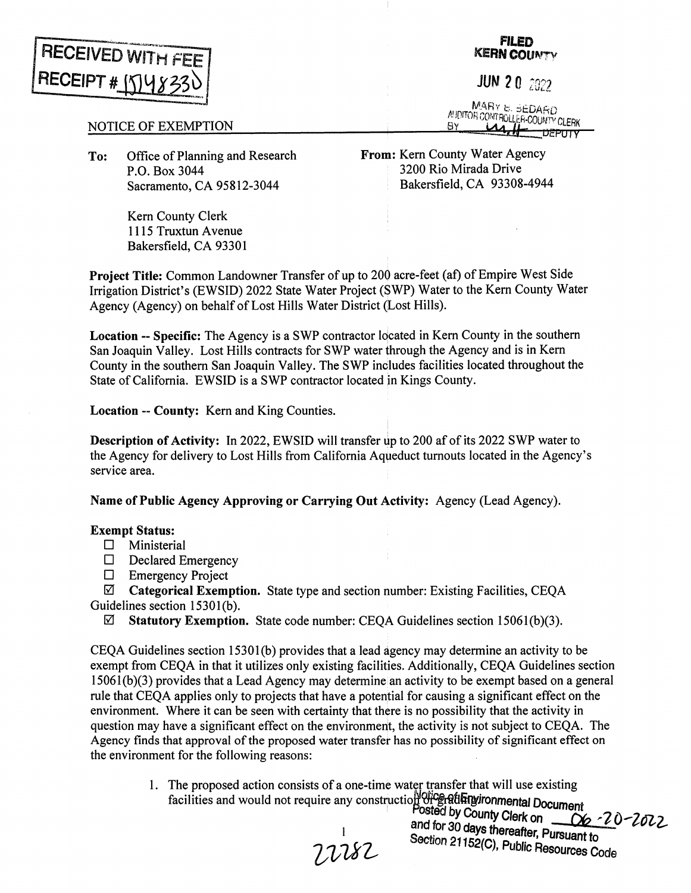RECEIVED WITH FEE
RECEIPT # 1514833D

FILED
KERN COUNTY

JUN 20 2022

MARY B. BEDARD
AUDITOR CONTROLLER-COUNTY CLERK
BY _______ DEPUTY

NOTICE OF EXEMPTION

**To:** Office of Planning and Research
P.O. Box 3044
Sacramento, CA 95812-3044

Kern County Clerk
1115 Truxtun Avenue
Bakersfield, CA 93301

**From:** Kern County Water Agency
3200 Rio Mirada Drive
Bakersfield, CA 93308-4944

**Project Title:** Common Landowner Transfer of up to 200 acre-feet (af) of Empire West Side Irrigation District's (EWSID) 2022 State Water Project (SWP) Water to the Kern County Water Agency (Agency) on behalf of Lost Hills Water District (Lost Hills).

**Location -- Specific:** The Agency is a SWP contractor located in Kern County in the southern San Joaquin Valley. Lost Hills contracts for SWP water through the Agency and is in Kern County in the southern San Joaquin Valley. The SWP includes facilities located throughout the State of California. EWSID is a SWP contractor located in Kings County.

**Location -- County:** Kern and King Counties.

**Description of Activity:** In 2022, EWSID will transfer up to 200 af of its 2022 SWP water to the Agency for delivery to Lost Hills from California Aqueduct turnouts located in the Agency's service area.

**Name of Public Agency Approving or Carrying Out Activity:** Agency (Lead Agency).

**Exempt Status:**

- ☐ Ministerial
- ☐ Declared Emergency
- ☐ Emergency Project
- ☑ **Categorical Exemption.** State type and section number: Existing Facilities, CEQA Guidelines section 15301(b).
- ☑ **Statutory Exemption.** State code number: CEQA Guidelines section 15061(b)(3).

CEQA Guidelines section 15301(b) provides that a lead agency may determine an activity to be exempt from CEQA in that it utilizes only existing facilities. Additionally, CEQA Guidelines section 15061(b)(3) provides that a Lead Agency may determine an activity to be exempt based on a general rule that CEQA applies only to projects that have a potential for causing a significant effect on the environment. Where it can be seen with certainty that there is no possibility that the activity in question may have a significant effect on the environment, the activity is not subject to CEQA. The Agency finds that approval of the proposed water transfer has no possibility of significant effect on the environment for the following reasons:

1. The proposed action consists of a one-time water transfer that will use existing facilities and would not require any construction or grading.

Notice of Environmental Document Posted by County Clerk on 06-20-2022 and for 30 days thereafter, Pursuant to Section 21152(C), Public Resources Code

22282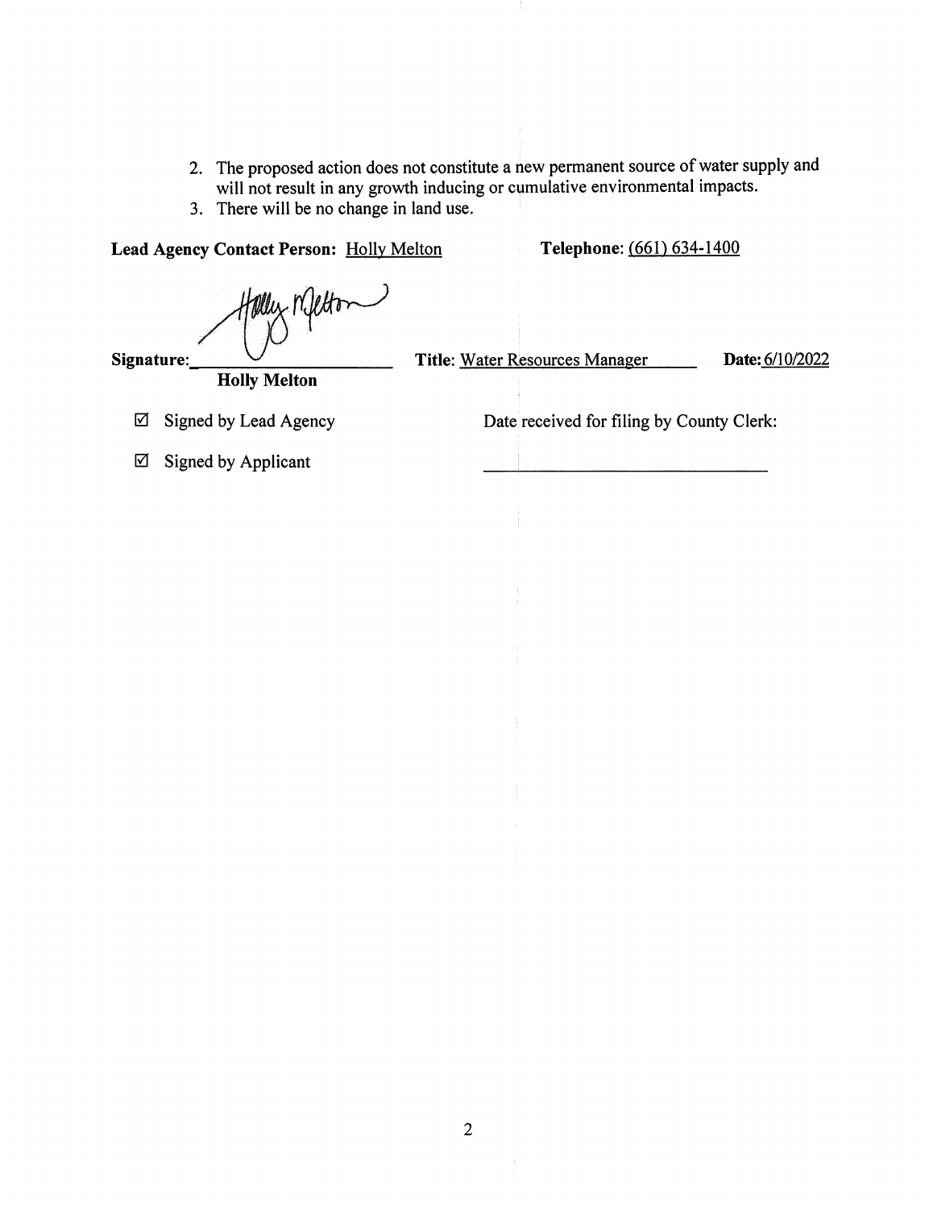2. The proposed action does not constitute a new permanent source of water supply and will not result in any growth inducing or cumulative environmental impacts.
3. There will be no change in land use.

**Lead Agency Contact Person:** Holly Melton **Telephone**: (661) 634-1400

**Signature:** ____________________ **Title**: Water Resources Manager **Date:** 6/10/2022

**Holly Melton**

☑ Signed by Lead Agency

☑ Signed by Applicant

Date received for filing by County Clerk:

______________________________